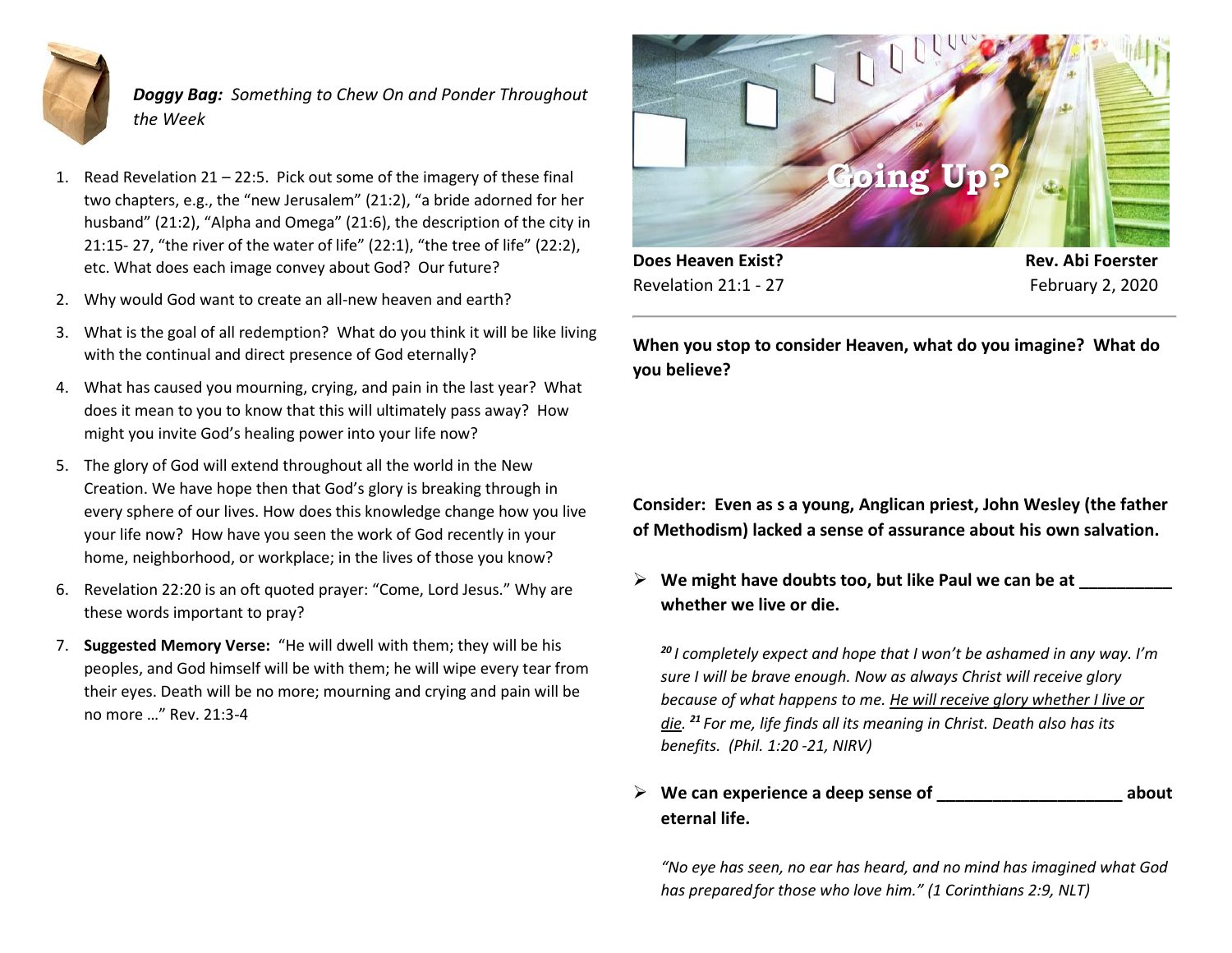***Doggy Bag:*** *Something to Chew On and Ponder Throughout the Week*

1. Read Revelation 21 – 22:5. Pick out some of the imagery of these final two chapters, e.g., the "new Jerusalem" (21:2), "a bride adorned for her husband" (21:2), "Alpha and Omega" (21:6), the description of the city in 21:15- 27, "the river of the water of life" (22:1), "the tree of life" (22:2), etc. What does each image convey about God? Our future?
2. Why would God want to create an all-new heaven and earth?
3. What is the goal of all redemption? What do you think it will be like living with the continual and direct presence of God eternally?
4. What has caused you mourning, crying, and pain in the last year? What does it mean to you to know that this will ultimately pass away? How might you invite God's healing power into your life now?
5. The glory of God will extend throughout all the world in the New Creation. We have hope then that God's glory is breaking through in every sphere of our lives. How does this knowledge change how you live your life now? How have you seen the work of God recently in your home, neighborhood, or workplace; in the lives of those you know?
6. Revelation 22:20 is an oft quoted prayer: "Come, Lord Jesus." Why are these words important to pray?
7. **Suggested Memory Verse:** "He will dwell with them; they will be his peoples, and God himself will be with them; he will wipe every tear from their eyes. Death will be no more; mourning and crying and pain will be no more …" Rev. 21:3-4

# Going Up?

**Does Heaven Exist?** — **Rev. Abi Foerster**
Revelation 21:1 - 27 — February 2, 2020

---

**When you stop to consider Heaven, what do you imagine? What do you believe?**

**Consider: Even as s a young, Anglican priest, John Wesley (the father of Methodism) lacked a sense of assurance about his own salvation.**

- **We might have doubts too, but like Paul we can be at __________ whether we live or die.**

  *[20] I completely expect and hope that I won't be ashamed in any way. I'm sure I will be brave enough. Now as always Christ will receive glory because of what happens to me. <u>He will receive glory whether I live or die</u>. [21] For me, life finds all its meaning in Christ. Death also has its benefits. (Phil. 1:20 -21, NIRV)*

- **We can experience a deep sense of ____________________ about eternal life.**

  *"No eye has seen, no ear has heard, and no mind has imagined what God has prepared for those who love him." (1 Corinthians 2:9, NLT)*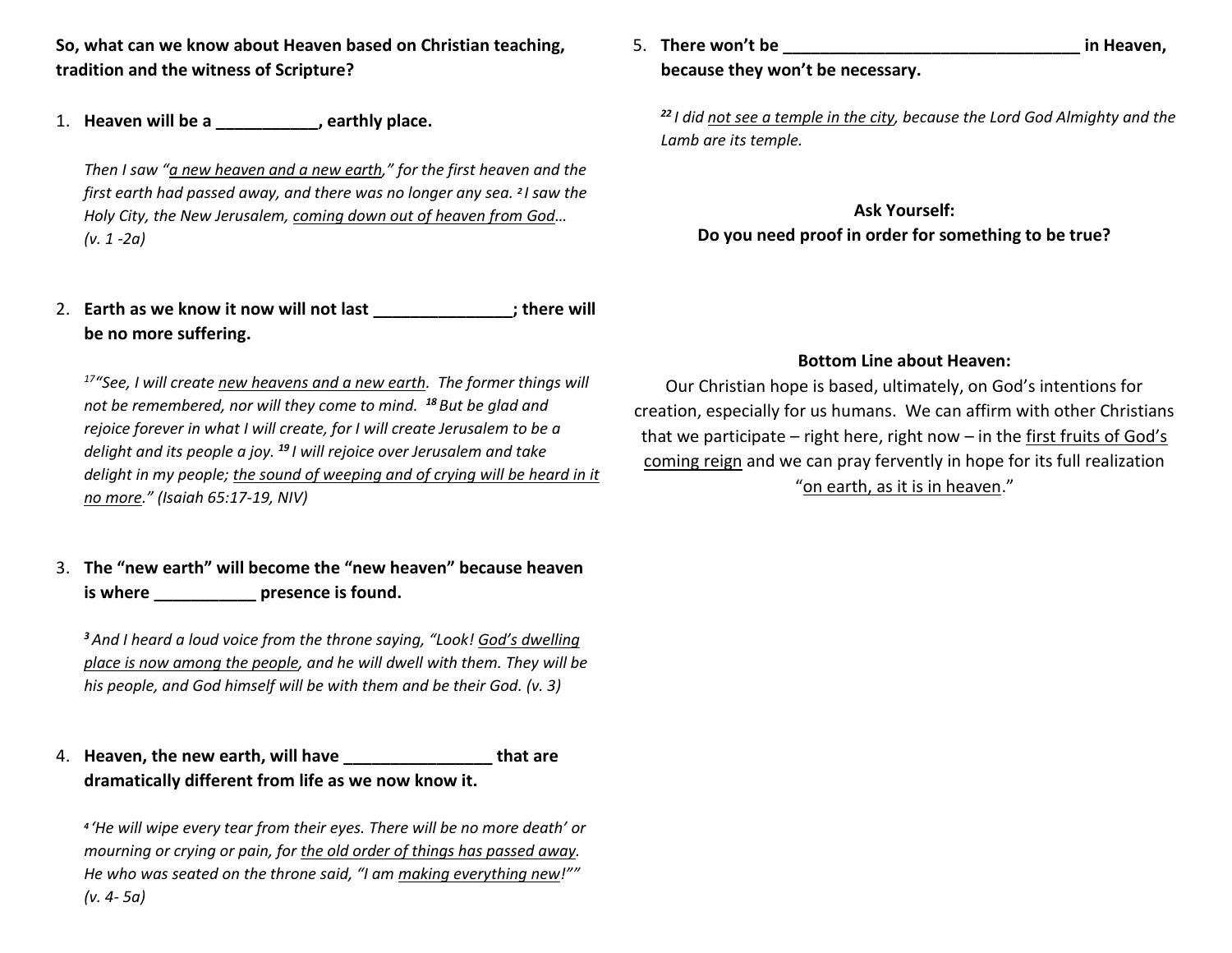**So, what can we know about Heaven based on Christian teaching, tradition and the witness of Scripture?**

1. **Heaven will be a ___________, earthly place.**

   *Then I saw "<u>a new heaven and a new earth</u>," for the first heaven and the first earth had passed away, and there was no longer any sea. [2] I saw the Holy City, the New Jerusalem, <u>coming down out of heaven from God</u>… (v. 1 -2a)*

2. **Earth as we know it now will not last _______________; there will be no more suffering.**

   *[17] "See, I will create <u>new heavens and a new earth</u>. The former things will not be remembered, nor will they come to mind. [18] But be glad and rejoice forever in what I will create, for I will create Jerusalem to be a delight and its people a joy. [19] I will rejoice over Jerusalem and take delight in my people; <u>the sound of weeping and of crying will be heard in it no more</u>." (Isaiah 65:17-19, NIV)*

3. **The "new earth" will become the "new heaven" because heaven is where ___________ presence is found.**

   *[3] And I heard a loud voice from the throne saying, "Look! <u>God's dwelling place is now among the people</u>, and he will dwell with them. They will be his people, and God himself will be with them and be their God. (v. 3)*

4. **Heaven, the new earth, will have ________________ that are dramatically different from life as we now know it.**

   *[4] 'He will wipe every tear from their eyes. There will be no more death' or mourning or crying or pain, for <u>the old order of things has passed away</u>. He who was seated on the throne said, "I am <u>making everything new</u>!"" (v. 4- 5a)*

5. **There won't be _________________________________ in Heaven, because they won't be necessary.**

   *[22] I did <u>not see a temple in the city</u>, because the Lord God Almighty and the Lamb are its temple.*

**Ask Yourself:**
**Do you need proof in order for something to be true?**

**Bottom Line about Heaven:**
Our Christian hope is based, ultimately, on God's intentions for creation, especially for us humans. We can affirm with other Christians that we participate – right here, right now – in the <u>first fruits of God's coming reign</u> and we can pray fervently in hope for its full realization "<u>on earth, as it is in heaven</u>."